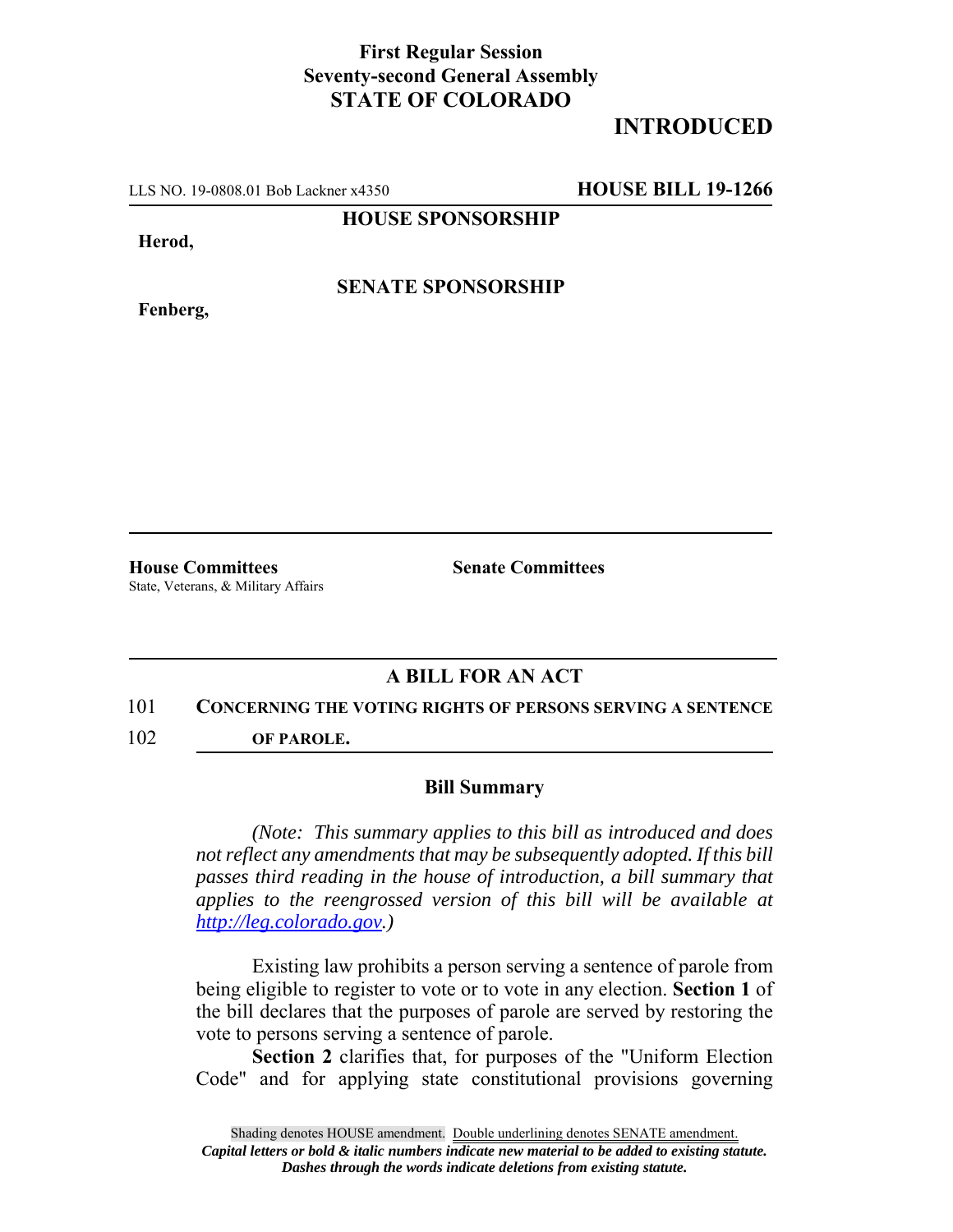**First Regular Session**
**Seventy-second General Assembly**
**STATE OF COLORADO**

# INTRODUCED

LLS NO. 19-0808.01 Bob Lackner x4350 **HOUSE BILL 19-1266**

**HOUSE SPONSORSHIP**

**Herod,**

**SENATE SPONSORSHIP**

**Fenberg,**

**House Committees**
State, Veterans, & Military Affairs

**Senate Committees**

## A BILL FOR AN ACT

101 **CONCERNING THE VOTING RIGHTS OF PERSONS SERVING A SENTENCE**
102 **OF PAROLE.**

### Bill Summary

*(Note: This summary applies to this bill as introduced and does not reflect any amendments that may be subsequently adopted. If this bill passes third reading in the house of introduction, a bill summary that applies to the reengrossed version of this bill will be available at http://leg.colorado.gov.)*

Existing law prohibits a person serving a sentence of parole from being eligible to register to vote or to vote in any election. **Section 1** of the bill declares that the purposes of parole are served by restoring the vote to persons serving a sentence of parole.

**Section 2** clarifies that, for purposes of the "Uniform Election Code" and for applying state constitutional provisions governing

Shading denotes HOUSE amendment. Double underlining denotes SENATE amendment.
*Capital letters or bold & italic numbers indicate new material to be added to existing statute.*
*Dashes through the words indicate deletions from existing statute.*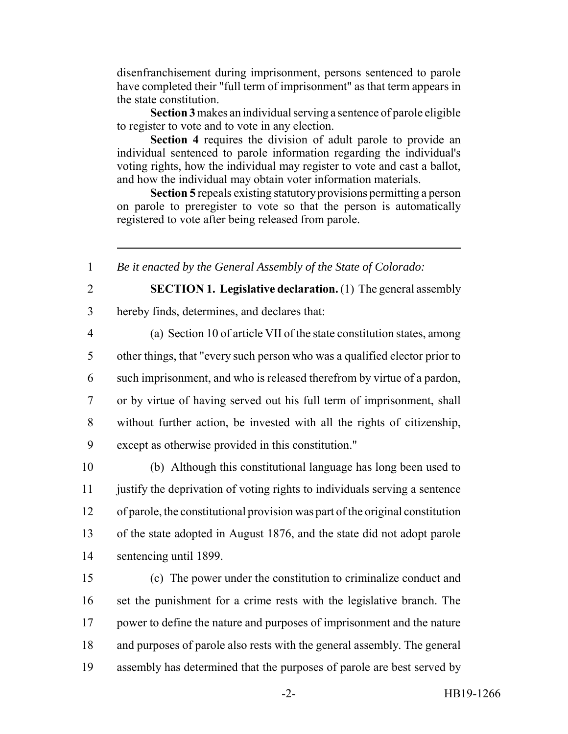disenfranchisement during imprisonment, persons sentenced to parole have completed their "full term of imprisonment" as that term appears in the state constitution.

**Section 3** makes an individual serving a sentence of parole eligible to register to vote and to vote in any election.

**Section 4** requires the division of adult parole to provide an individual sentenced to parole information regarding the individual's voting rights, how the individual may register to vote and cast a ballot, and how the individual may obtain voter information materials.

**Section 5** repeals existing statutory provisions permitting a person on parole to preregister to vote so that the person is automatically registered to vote after being released from parole.

---

*Be it enacted by the General Assembly of the State of Colorado:*

**SECTION 1. Legislative declaration.** (1) The general assembly hereby finds, determines, and declares that:

(a) Section 10 of article VII of the state constitution states, among other things, that "every such person who was a qualified elector prior to such imprisonment, and who is released therefrom by virtue of a pardon, or by virtue of having served out his full term of imprisonment, shall without further action, be invested with all the rights of citizenship, except as otherwise provided in this constitution."

(b) Although this constitutional language has long been used to justify the deprivation of voting rights to individuals serving a sentence of parole, the constitutional provision was part of the original constitution of the state adopted in August 1876, and the state did not adopt parole sentencing until 1899.

(c) The power under the constitution to criminalize conduct and set the punishment for a crime rests with the legislative branch. The power to define the nature and purposes of imprisonment and the nature and purposes of parole also rests with the general assembly. The general assembly has determined that the purposes of parole are best served by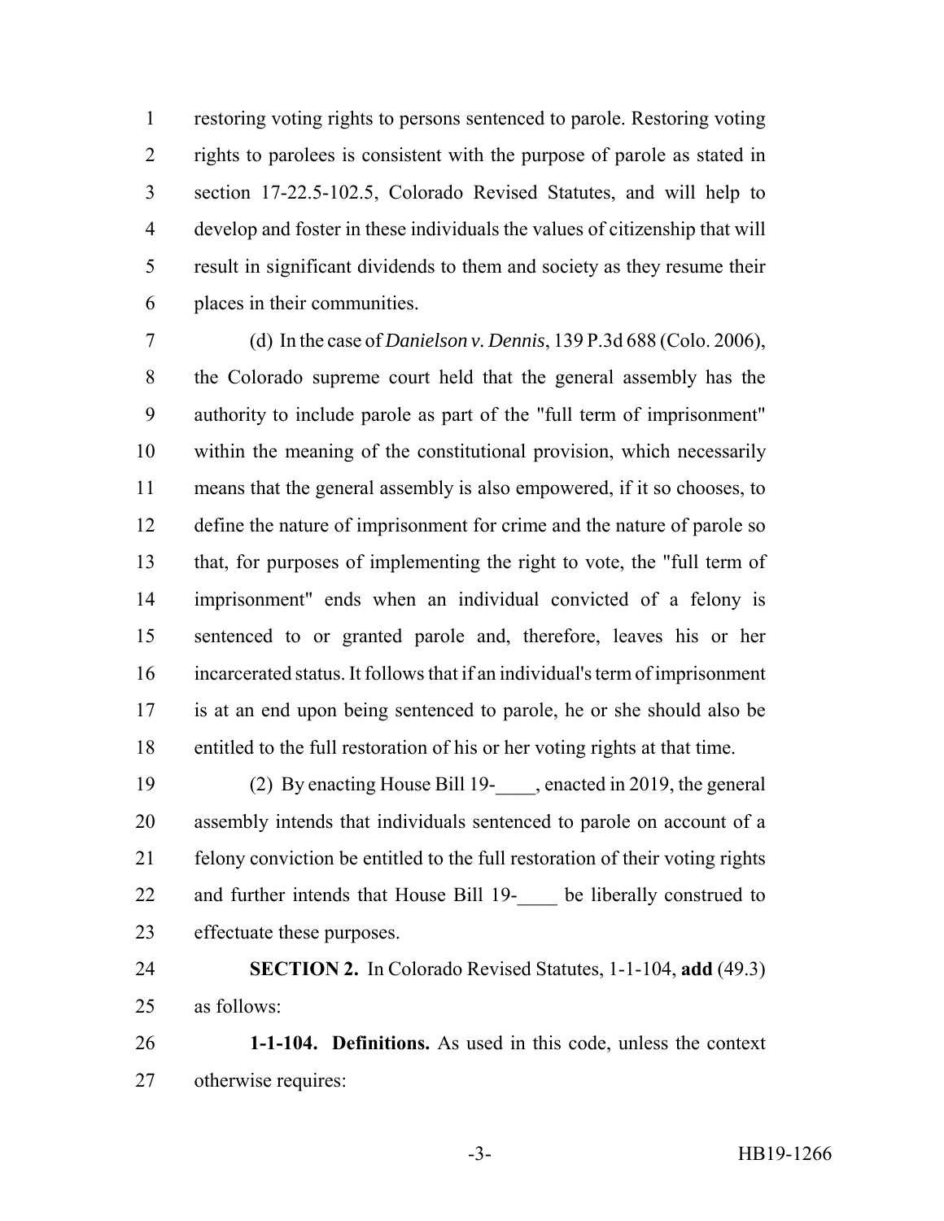restoring voting rights to persons sentenced to parole. Restoring voting rights to parolees is consistent with the purpose of parole as stated in section 17-22.5-102.5, Colorado Revised Statutes, and will help to develop and foster in these individuals the values of citizenship that will result in significant dividends to them and society as they resume their places in their communities.

(d) In the case of *Danielson v. Dennis*, 139 P.3d 688 (Colo. 2006), the Colorado supreme court held that the general assembly has the authority to include parole as part of the "full term of imprisonment" within the meaning of the constitutional provision, which necessarily means that the general assembly is also empowered, if it so chooses, to define the nature of imprisonment for crime and the nature of parole so that, for purposes of implementing the right to vote, the "full term of imprisonment" ends when an individual convicted of a felony is sentenced to or granted parole and, therefore, leaves his or her incarcerated status. It follows that if an individual's term of imprisonment is at an end upon being sentenced to parole, he or she should also be entitled to the full restoration of his or her voting rights at that time.

(2) By enacting House Bill 19-____, enacted in 2019, the general assembly intends that individuals sentenced to parole on account of a felony conviction be entitled to the full restoration of their voting rights and further intends that House Bill 19-____ be liberally construed to effectuate these purposes.

**SECTION 2.** In Colorado Revised Statutes, 1-1-104, **add** (49.3) as follows:

**1-1-104. Definitions.** As used in this code, unless the context otherwise requires: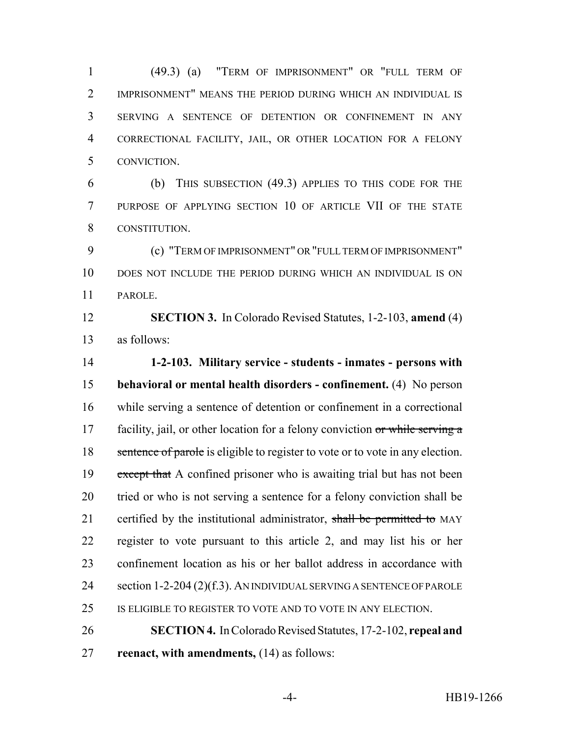(49.3) (a) "TERM OF IMPRISONMENT" OR "FULL TERM OF IMPRISONMENT" MEANS THE PERIOD DURING WHICH AN INDIVIDUAL IS SERVING A SENTENCE OF DETENTION OR CONFINEMENT IN ANY CORRECTIONAL FACILITY, JAIL, OR OTHER LOCATION FOR A FELONY CONVICTION.

(b) THIS SUBSECTION (49.3) APPLIES TO THIS CODE FOR THE PURPOSE OF APPLYING SECTION 10 OF ARTICLE VII OF THE STATE CONSTITUTION.

(c) "TERM OF IMPRISONMENT" OR "FULL TERM OF IMPRISONMENT" DOES NOT INCLUDE THE PERIOD DURING WHICH AN INDIVIDUAL IS ON PAROLE.

**SECTION 3.** In Colorado Revised Statutes, 1-2-103, **amend** (4) as follows:

**1-2-103. Military service - students - inmates - persons with behavioral or mental health disorders - confinement.** (4) No person while serving a sentence of detention or confinement in a correctional facility, jail, or other location for a felony conviction ~~or while serving a sentence of parole~~ is eligible to register to vote or to vote in any election. ~~except that~~ A confined prisoner who is awaiting trial but has not been tried or who is not serving a sentence for a felony conviction shall be certified by the institutional administrator, ~~shall be permitted to~~ MAY register to vote pursuant to this article 2, and may list his or her confinement location as his or her ballot address in accordance with section 1-2-204 (2)(f.3). AN INDIVIDUAL SERVING A SENTENCE OF PAROLE IS ELIGIBLE TO REGISTER TO VOTE AND TO VOTE IN ANY ELECTION.

**SECTION 4.** In Colorado Revised Statutes, 17-2-102, **repeal and reenact, with amendments,** (14) as follows: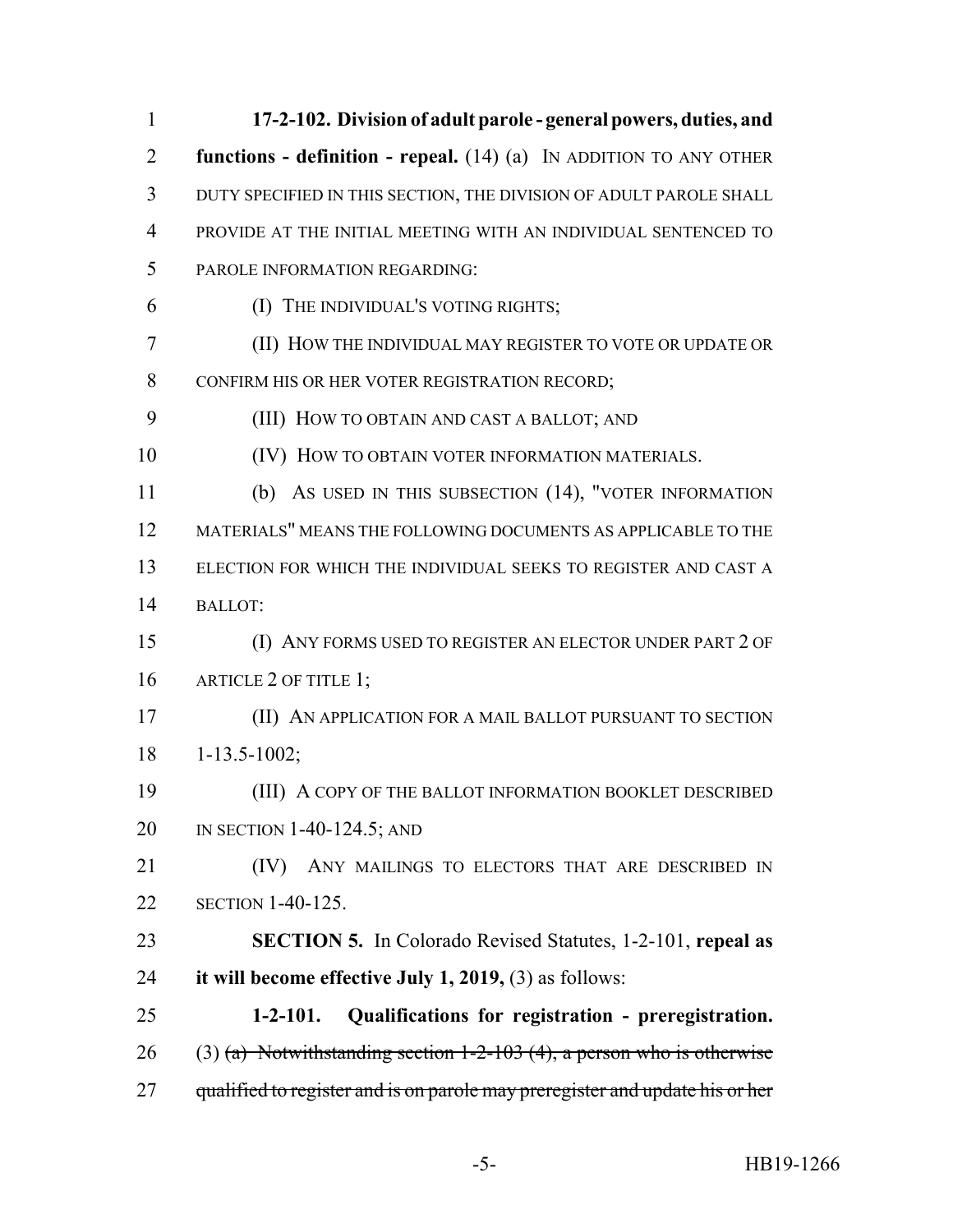**17-2-102. Division of adult parole - general powers, duties, and functions - definition - repeal.** (14) (a) IN ADDITION TO ANY OTHER DUTY SPECIFIED IN THIS SECTION, THE DIVISION OF ADULT PAROLE SHALL PROVIDE AT THE INITIAL MEETING WITH AN INDIVIDUAL SENTENCED TO PAROLE INFORMATION REGARDING:

(I) THE INDIVIDUAL'S VOTING RIGHTS;

(II) HOW THE INDIVIDUAL MAY REGISTER TO VOTE OR UPDATE OR CONFIRM HIS OR HER VOTER REGISTRATION RECORD;

(III) HOW TO OBTAIN AND CAST A BALLOT; AND

(IV) HOW TO OBTAIN VOTER INFORMATION MATERIALS.

(b) AS USED IN THIS SUBSECTION (14), "VOTER INFORMATION MATERIALS" MEANS THE FOLLOWING DOCUMENTS AS APPLICABLE TO THE ELECTION FOR WHICH THE INDIVIDUAL SEEKS TO REGISTER AND CAST A BALLOT:

(I) ANY FORMS USED TO REGISTER AN ELECTOR UNDER PART 2 OF ARTICLE 2 OF TITLE 1;

(II) AN APPLICATION FOR A MAIL BALLOT PURSUANT TO SECTION 1-13.5-1002;

(III) A COPY OF THE BALLOT INFORMATION BOOKLET DESCRIBED IN SECTION 1-40-124.5; AND

(IV) ANY MAILINGS TO ELECTORS THAT ARE DESCRIBED IN SECTION 1-40-125.

**SECTION 5.** In Colorado Revised Statutes, 1-2-101, **repeal as it will become effective July 1, 2019,** (3) as follows:

**1-2-101. Qualifications for registration - preregistration.** (3) ~~(a) Notwithstanding section 1-2-103 (4), a person who is otherwise qualified to register and is on parole may preregister and update his or her~~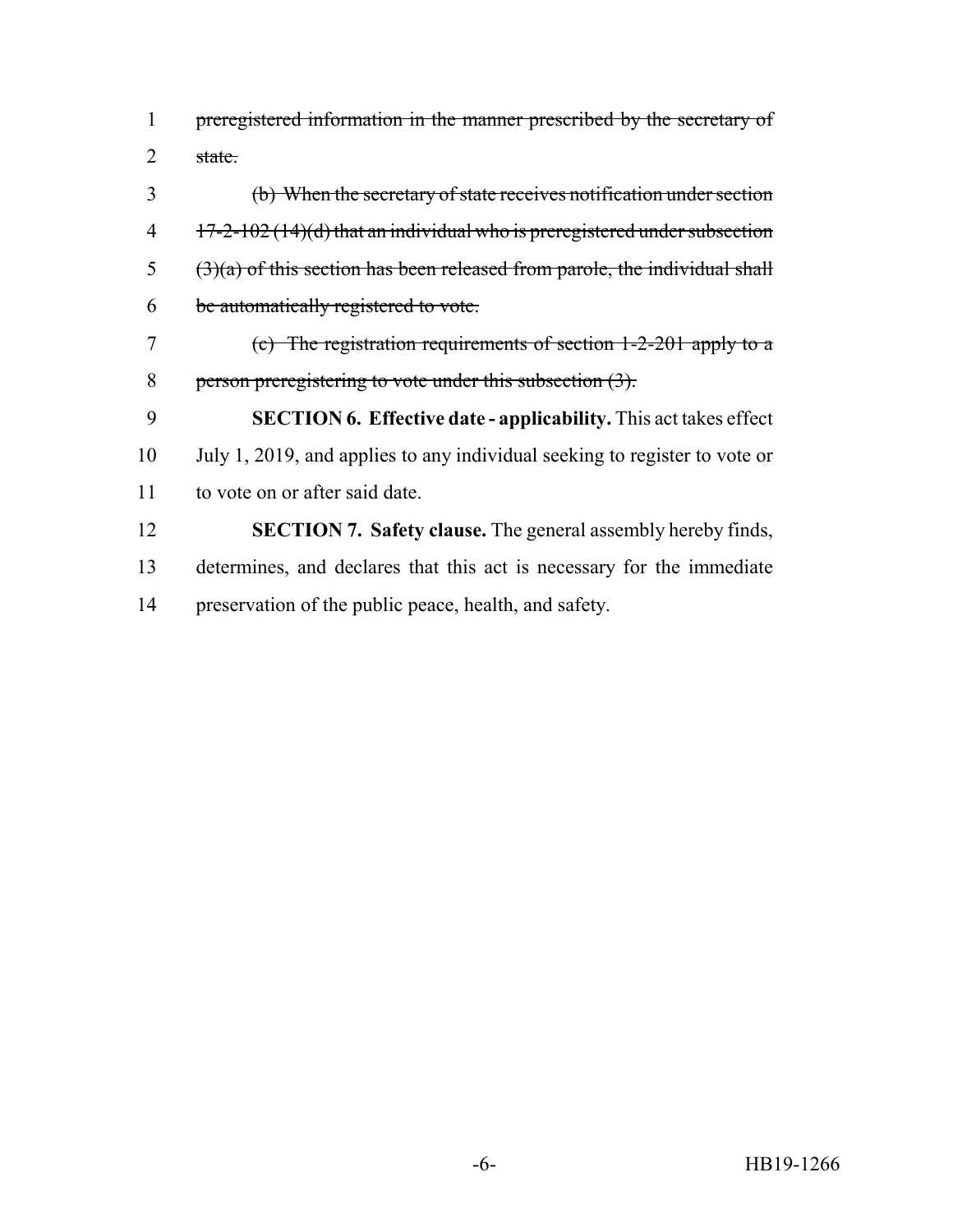~~preregistered information in the manner prescribed by the secretary of state.~~

~~(b) When the secretary of state receives notification under section 17-2-102 (14)(d) that an individual who is preregistered under subsection (3)(a) of this section has been released from parole, the individual shall be automatically registered to vote.~~

~~(c) The registration requirements of section 1-2-201 apply to a person preregistering to vote under this subsection (3).~~

**SECTION 6. Effective date - applicability.** This act takes effect July 1, 2019, and applies to any individual seeking to register to vote or to vote on or after said date.

**SECTION 7. Safety clause.** The general assembly hereby finds, determines, and declares that this act is necessary for the immediate preservation of the public peace, health, and safety.